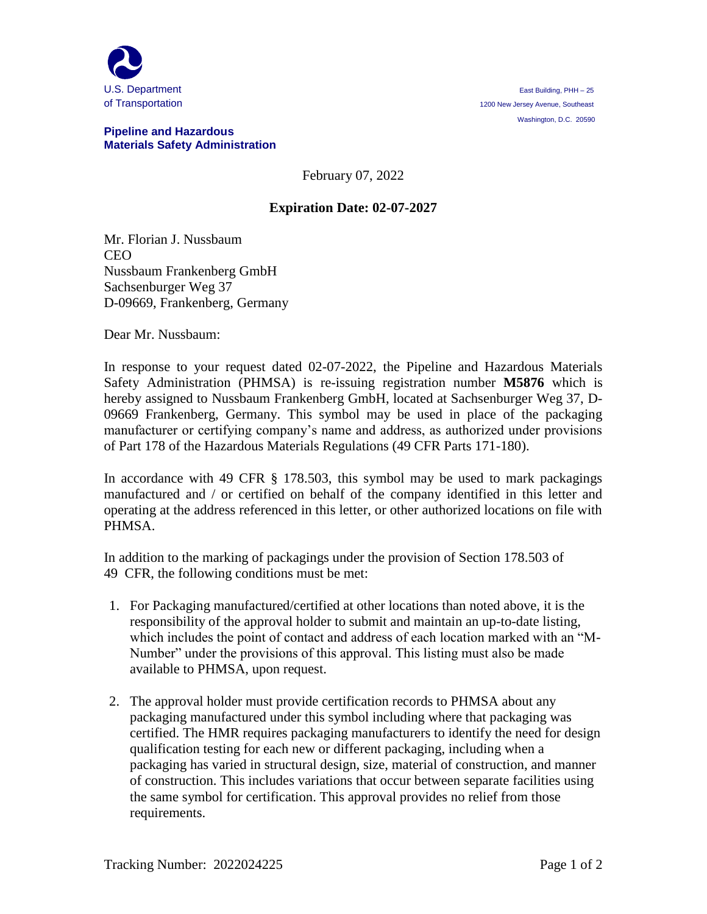U.S. Department
of Transportation

**Pipeline and Hazardous Materials Safety Administration**

East Building, PHH – 25
1200 New Jersey Avenue, Southeast
Washington, D.C. 20590

February 07, 2022

**Expiration Date: 02-07-2027**

Mr. Florian J. Nussbaum
CEO
Nussbaum Frankenberg GmbH
Sachsenburger Weg 37
D-09669, Frankenberg, Germany

Dear Mr. Nussbaum:

In response to your request dated 02-07-2022, the Pipeline and Hazardous Materials Safety Administration (PHMSA) is re-issuing registration number **M5876** which is hereby assigned to Nussbaum Frankenberg GmbH, located at Sachsenburger Weg 37, D-09669 Frankenberg, Germany. This symbol may be used in place of the packaging manufacturer or certifying company's name and address, as authorized under provisions of Part 178 of the Hazardous Materials Regulations (49 CFR Parts 171-180).

In accordance with 49 CFR § 178.503, this symbol may be used to mark packagings manufactured and / or certified on behalf of the company identified in this letter and operating at the address referenced in this letter, or other authorized locations on file with PHMSA.

In addition to the marking of packagings under the provision of Section 178.503 of 49 CFR, the following conditions must be met:

1. For Packaging manufactured/certified at other locations than noted above, it is the responsibility of the approval holder to submit and maintain an up-to-date listing, which includes the point of contact and address of each location marked with an "M-Number" under the provisions of this approval. This listing must also be made available to PHMSA, upon request.

2. The approval holder must provide certification records to PHMSA about any packaging manufactured under this symbol including where that packaging was certified. The HMR requires packaging manufacturers to identify the need for design qualification testing for each new or different packaging, including when a packaging has varied in structural design, size, material of construction, and manner of construction. This includes variations that occur between separate facilities using the same symbol for certification. This approval provides no relief from those requirements.

Tracking Number: 2022024225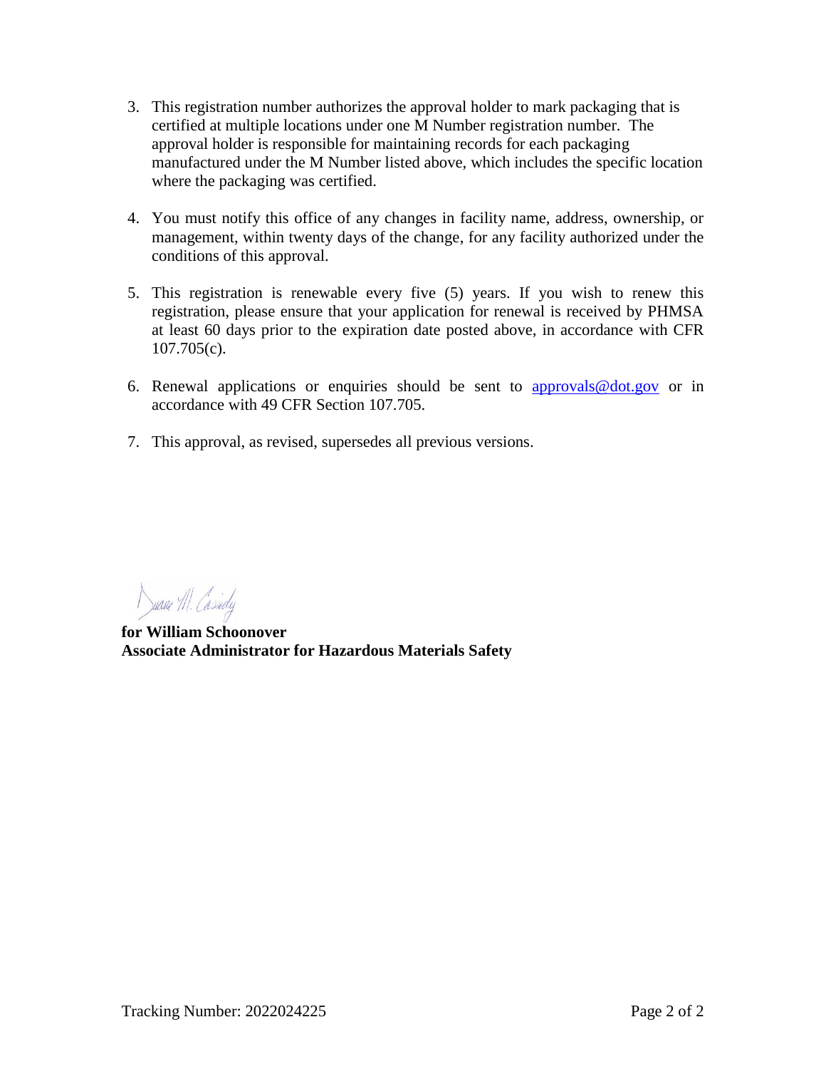3. This registration number authorizes the approval holder to mark packaging that is certified at multiple locations under one M Number registration number. The approval holder is responsible for maintaining records for each packaging manufactured under the M Number listed above, which includes the specific location where the packaging was certified.

4. You must notify this office of any changes in facility name, address, ownership, or management, within twenty days of the change, for any facility authorized under the conditions of this approval.

5. This registration is renewable every five (5) years. If you wish to renew this registration, please ensure that your application for renewal is received by PHMSA at least 60 days prior to the expiration date posted above, in accordance with CFR 107.705(c).

6. Renewal applications or enquiries should be sent to approvals@dot.gov or in accordance with 49 CFR Section 107.705.

7. This approval, as revised, supersedes all previous versions.

Duane M. Cassidy

**for William Schoonover**
**Associate Administrator for Hazardous Materials Safety**

Tracking Number: 2022024225